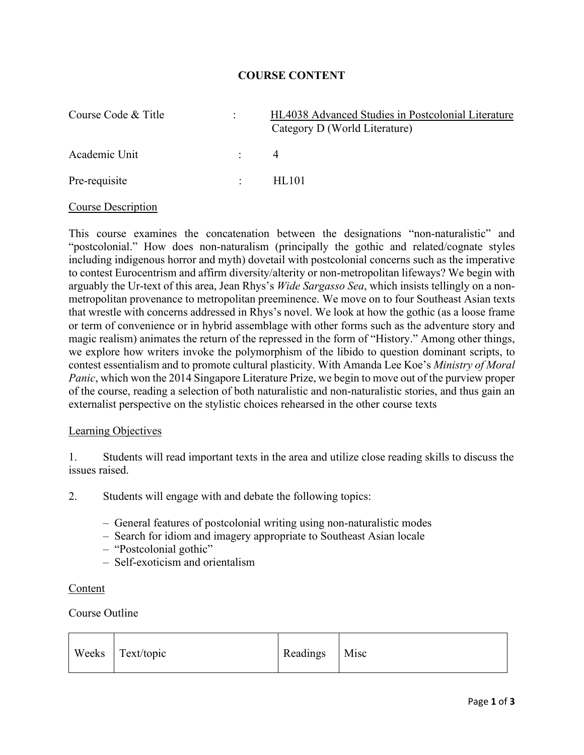# COURSE CONTENT

| | | |
|---|---|---|
| Course Code & Title | : | HL4038 Advanced Studies in Postcolonial Literature<br>Category D (World Literature) |
| Academic Unit | : | 4 |
| Pre-requisite | : | HL101 |

## Course Description

This course examines the concatenation between the designations "non-naturalistic" and "postcolonial." How does non-naturalism (principally the gothic and related/cognate styles including indigenous horror and myth) dovetail with postcolonial concerns such as the imperative to contest Eurocentrism and affirm diversity/alterity or non-metropolitan lifeways? We begin with arguably the Ur-text of this area, Jean Rhys's *Wide Sargasso Sea*, which insists tellingly on a non-metropolitan provenance to metropolitan preeminence. We move on to four Southeast Asian texts that wrestle with concerns addressed in Rhys's novel. We look at how the gothic (as a loose frame or term of convenience or in hybrid assemblage with other forms such as the adventure story and magic realism) animates the return of the repressed in the form of "History." Among other things, we explore how writers invoke the polymorphism of the libido to question dominant scripts, to contest essentialism and to promote cultural plasticity. With Amanda Lee Koe's *Ministry of Moral Panic*, which won the 2014 Singapore Literature Prize, we begin to move out of the purview proper of the course, reading a selection of both naturalistic and non-naturalistic stories, and thus gain an externalist perspective on the stylistic choices rehearsed in the other course texts

## Learning Objectives

1. Students will read important texts in the area and utilize close reading skills to discuss the issues raised.

2. Students will engage with and debate the following topics:

   - General features of postcolonial writing using non-naturalistic modes
   - Search for idiom and imagery appropriate to Southeast Asian locale
   - "Postcolonial gothic"
   - Self-exoticism and orientalism

## Content

Course Outline

| Weeks | Text/topic | Readings | Misc |
|---|---|---|---|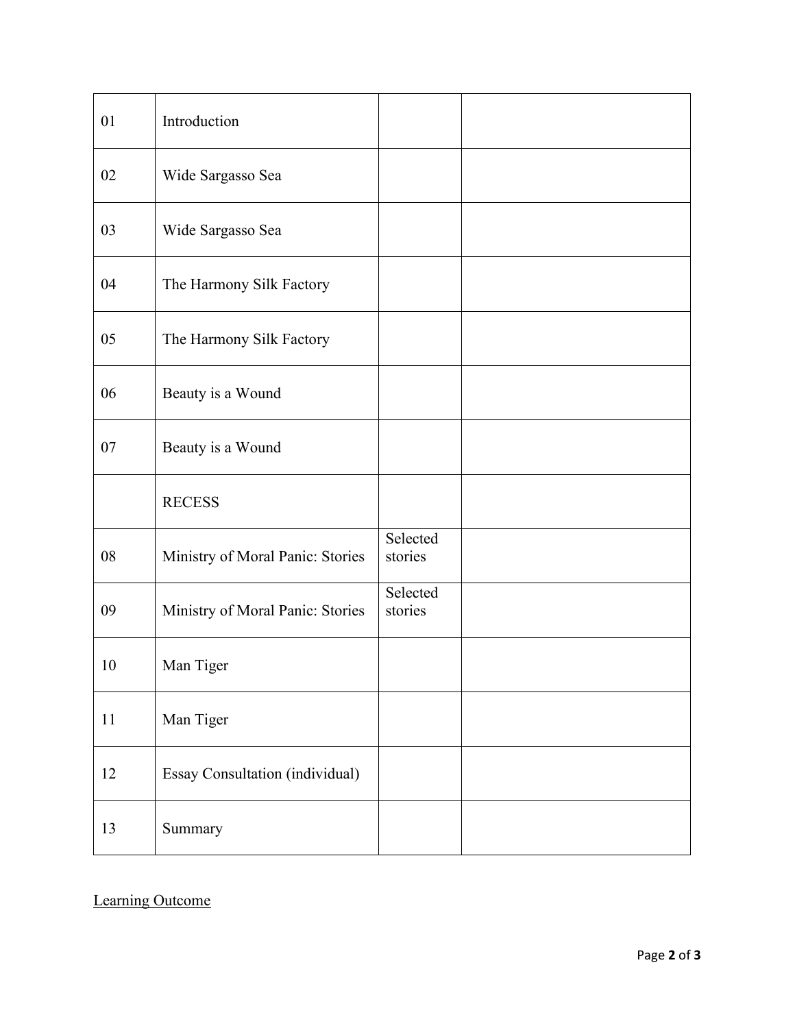| | | | |
|---|---|---|---|
| 01 | Introduction | | |
| 02 | Wide Sargasso Sea | | |
| 03 | Wide Sargasso Sea | | |
| 04 | The Harmony Silk Factory | | |
| 05 | The Harmony Silk Factory | | |
| 06 | Beauty is a Wound | | |
| 07 | Beauty is a Wound | | |
| | RECESS | | |
| 08 | Ministry of Moral Panic: Stories | Selected stories | |
| 09 | Ministry of Moral Panic: Stories | Selected stories | |
| 10 | Man Tiger | | |
| 11 | Man Tiger | | |
| 12 | Essay Consultation (individual) | | |
| 13 | Summary | | |

<u>Learning Outcome</u>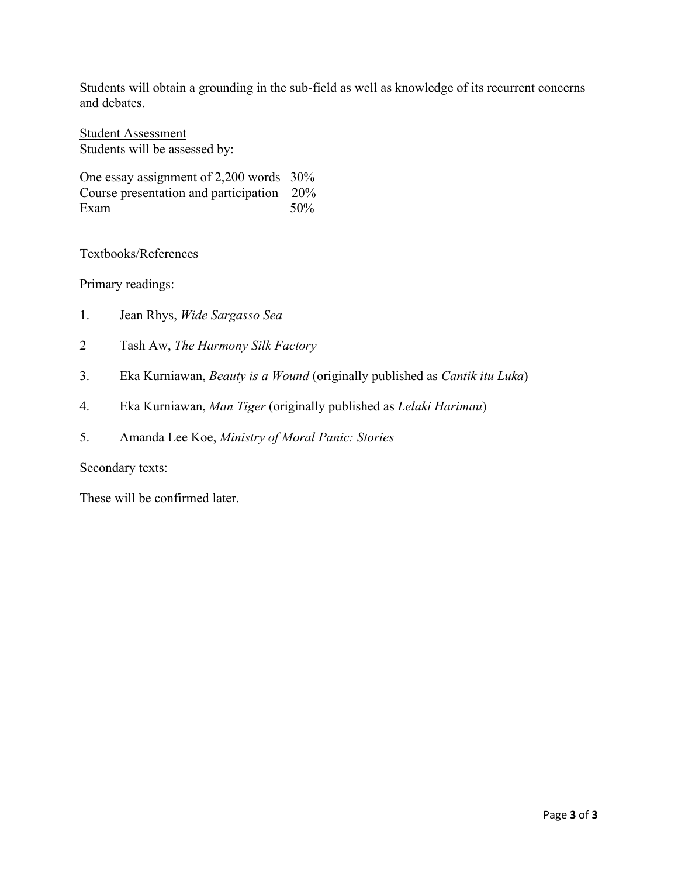Students will obtain a grounding in the sub-field as well as knowledge of its recurrent concerns and debates.

Student Assessment

Students will be assessed by:

One essay assignment of 2,200 words –30%
Course presentation and participation – 20%
Exam ————————————— 50%

Textbooks/References

Primary readings:

1. Jean Rhys, *Wide Sargasso Sea*
2 Tash Aw, *The Harmony Silk Factory*
3. Eka Kurniawan, *Beauty is a Wound* (originally published as *Cantik itu Luka*)
4. Eka Kurniawan, *Man Tiger* (originally published as *Lelaki Harimau*)
5. Amanda Lee Koe, *Ministry of Moral Panic: Stories*

Secondary texts:

These will be confirmed later.